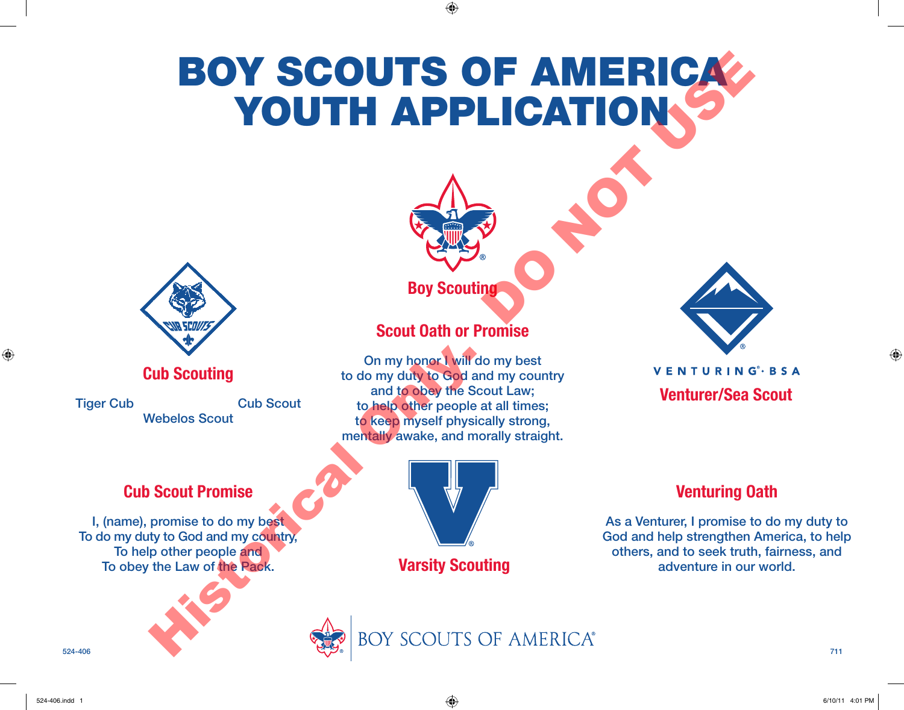# BOY SCOUTS OF AMERICA YOUTH APPLICATION

Historical Only. DO NOT USE

## Cub Scouting

Tiger Cub        Cub Scout
Webelos Scout

### Cub Scout Promise

I, (name), promise to do my best
To do my duty to God and my country,
To help other people and
To obey the Law of the Pack.

## Boy Scouting

### Scout Oath or Promise

On my honor I will do my best
to do my duty to God and my country
and to obey the Scout Law;
to help other people at all times;
to keep myself physically strong,
mentally awake, and morally straight.

## Varsity Scouting

VENTURING®· BSA

## Venturer/Sea Scout

### Venturing Oath

As a Venturer, I promise to do my duty to
God and help strengthen America, to help
others, and to seek truth, fairness, and
adventure in our world.

BOY SCOUTS OF AMERICA®

524-406

711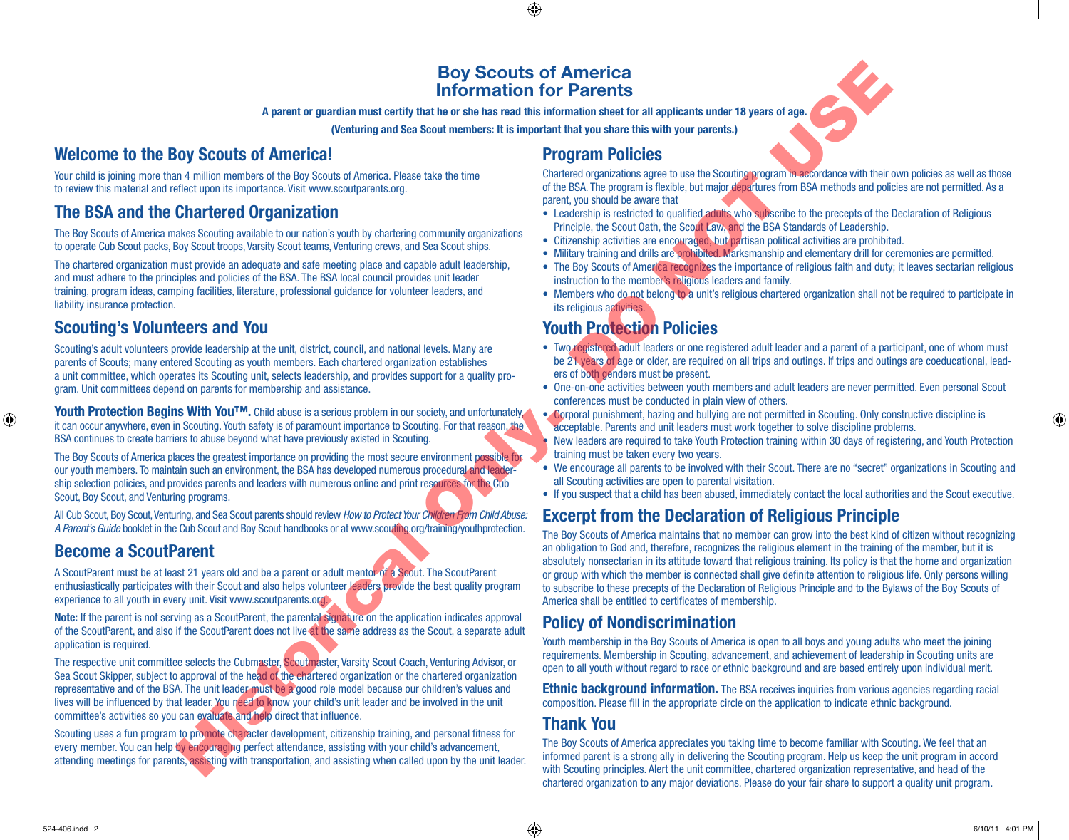# Boy Scouts of America Information for Parents

**A parent or guardian must certify that he or she has read this information sheet for all applicants under 18 years of age.**

**(Venturing and Sea Scout members: It is important that you share this with your parents.)**

## Welcome to the Boy Scouts of America!

Your child is joining more than 4 million members of the Boy Scouts of America. Please take the time to review this material and reflect upon its importance. Visit www.scoutparents.org.

## The BSA and the Chartered Organization

The Boy Scouts of America makes Scouting available to our nation's youth by chartering community organizations to operate Cub Scout packs, Boy Scout troops, Varsity Scout teams, Venturing crews, and Sea Scout ships.

The chartered organization must provide an adequate and safe meeting place and capable adult leadership, and must adhere to the principles and policies of the BSA. The BSA local council provides unit leader training, program ideas, camping facilities, literature, professional guidance for volunteer leaders, and liability insurance protection.

## Scouting's Volunteers and You

Scouting's adult volunteers provide leadership at the unit, district, council, and national levels. Many are parents of Scouts; many entered Scouting as youth members. Each chartered organization establishes a unit committee, which operates its Scouting unit, selects leadership, and provides support for a quality program. Unit committees depend on parents for membership and assistance.

**Youth Protection Begins With You™.** Child abuse is a serious problem in our society, and unfortunately, it can occur anywhere, even in Scouting. Youth safety is of paramount importance to Scouting. For that reason, the BSA continues to create barriers to abuse beyond what have previously existed in Scouting.

The Boy Scouts of America places the greatest importance on providing the most secure environment possible for our youth members. To maintain such an environment, the BSA has developed numerous procedural and leadership selection policies, and provides parents and leaders with numerous online and print resources for the Cub Scout, Boy Scout, and Venturing programs.

All Cub Scout, Boy Scout, Venturing, and Sea Scout parents should review *How to Protect Your Children From Child Abuse: A Parent's Guide* booklet in the Cub Scout and Boy Scout handbooks or at www.scouting.org/training/youthprotection.

## Become a ScoutParent

A ScoutParent must be at least 21 years old and be a parent or adult mentor of a Scout. The ScoutParent enthusiastically participates with their Scout and also helps volunteer leaders provide the best quality program experience to all youth in every unit. Visit www.scoutparents.org.

**Note:** If the parent is not serving as a ScoutParent, the parental signature on the application indicates approval of the ScoutParent, and also if the ScoutParent does not live at the same address as the Scout, a separate adult application is required.

The respective unit committee selects the Cubmaster, Scoutmaster, Varsity Scout Coach, Venturing Advisor, or Sea Scout Skipper, subject to approval of the head of the chartered organization or the chartered organization representative and of the BSA. The unit leader must be a good role model because our children's values and lives will be influenced by that leader. You need to know your child's unit leader and be involved in the unit committee's activities so you can evaluate and help direct that influence.

Scouting uses a fun program to promote character development, citizenship training, and personal fitness for every member. You can help by encouraging perfect attendance, assisting with your child's advancement, attending meetings for parents, assisting with transportation, and assisting when called upon by the unit leader.

## Program Policies

Chartered organizations agree to use the Scouting program in accordance with their own policies as well as those of the BSA. The program is flexible, but major departures from BSA methods and policies are not permitted. As a parent, you should be aware that

- Leadership is restricted to qualified adults who subscribe to the precepts of the Declaration of Religious Principle, the Scout Oath, the Scout Law, and the BSA Standards of Leadership.
- Citizenship activities are encouraged, but partisan political activities are prohibited.
- Military training and drills are prohibited. Marksmanship and elementary drill for ceremonies are permitted.
- The Boy Scouts of America recognizes the importance of religious faith and duty; it leaves sectarian religious instruction to the member's religious leaders and family.
- Members who do not belong to a unit's religious chartered organization shall not be required to participate in its religious activities.

## Youth Protection Policies

- Two registered adult leaders or one registered adult leader and a parent of a participant, one of whom must be 21 years of age or older, are required on all trips and outings. If trips and outings are coeducational, leaders of both genders must be present.
- One-on-one activities between youth members and adult leaders are never permitted. Even personal Scout conferences must be conducted in plain view of others.
- Corporal punishment, hazing and bullying are not permitted in Scouting. Only constructive discipline is acceptable. Parents and unit leaders must work together to solve discipline problems.
- New leaders are required to take Youth Protection training within 30 days of registering, and Youth Protection training must be taken every two years.
- We encourage all parents to be involved with their Scout. There are no "secret" organizations in Scouting and all Scouting activities are open to parental visitation.
- If you suspect that a child has been abused, immediately contact the local authorities and the Scout executive.

## Excerpt from the Declaration of Religious Principle

The Boy Scouts of America maintains that no member can grow into the best kind of citizen without recognizing an obligation to God and, therefore, recognizes the religious element in the training of the member, but it is absolutely nonsectarian in its attitude toward that religious training. Its policy is that the home and organization or group with which the member is connected shall give definite attention to religious life. Only persons willing to subscribe to these precepts of the Declaration of Religious Principle and to the Bylaws of the Boy Scouts of America shall be entitled to certificates of membership.

## Policy of Nondiscrimination

Youth membership in the Boy Scouts of America is open to all boys and young adults who meet the joining requirements. Membership in Scouting, advancement, and achievement of leadership in Scouting units are open to all youth without regard to race or ethnic background and are based entirely upon individual merit.

**Ethnic background information.** The BSA receives inquiries from various agencies regarding racial composition. Please fill in the appropriate circle on the application to indicate ethnic background.

## Thank You

The Boy Scouts of America appreciates you taking time to become familiar with Scouting. We feel that an informed parent is a strong ally in delivering the Scouting program. Help us keep the unit program in accord with Scouting principles. Alert the unit committee, chartered organization representative, and head of the chartered organization to any major deviations. Please do your fair share to support a quality unit program.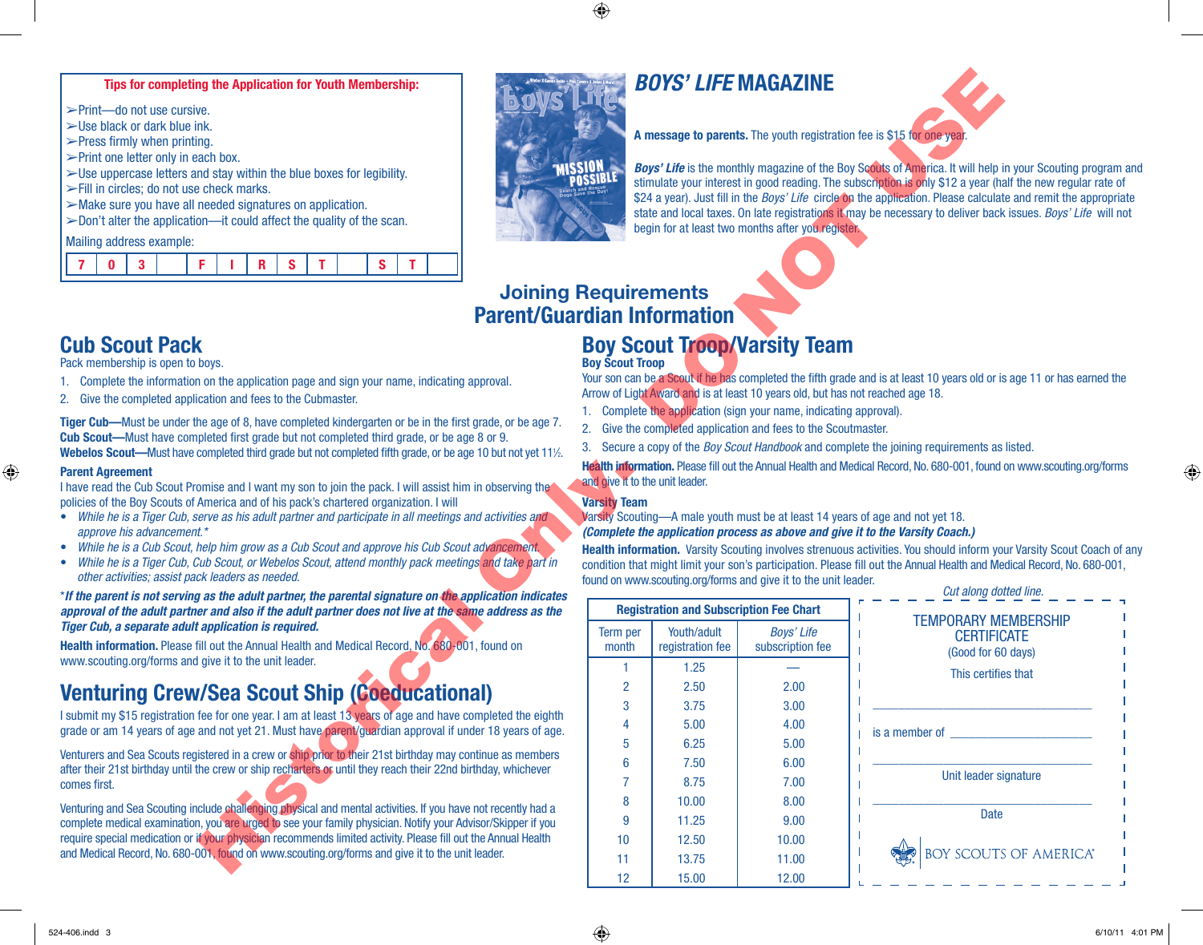**Tips for completing the Application for Youth Membership:**

- ➢Print—do not use cursive.
- ➢Use black or dark blue ink.
- ➢Press firmly when printing.
- ➢Print one letter only in each box.
- ➢Use uppercase letters and stay within the blue boxes for legibility.
- ➢Fill in circles; do not use check marks.
- ➢Make sure you have all needed signatures on application.
- ➢Don't alter the application—it could affect the quality of the scan.

Mailing address example:

| 7 | 0 | 3 | | F | I | R | S | T | | S | T | |
|---|---|---|---|---|---|---|---|---|---|---|---|---|

# *BOYS' LIFE* MAGAZINE

**A message to parents.** The youth registration fee is $15 for one year.

***Boys' Life*** is the monthly magazine of the Boy Scouts of America. It will help in your Scouting program and stimulate your interest in good reading. The subscription is only $12 a year (half the new regular rate of $24 a year). Just fill in the *Boys' Life* circle on the application. Please calculate and remit the appropriate state and local taxes. On late registrations it may be necessary to deliver back issues. *Boys' Life* will not begin for at least two months after you register.

# Joining Requirements
# Parent/Guardian Information

## Cub Scout Pack

Pack membership is open to boys.

1. Complete the information on the application page and sign your name, indicating approval.
2. Give the completed application and fees to the Cubmaster.

**Tiger Cub—**Must be under the age of 8, have completed kindergarten or be in the first grade, or be age 7.
**Cub Scout—**Must have completed first grade but not completed third grade, or be age 8 or 9.
**Webelos Scout—**Must have completed third grade but not completed fifth grade, or be age 10 but not yet 11½.

**Parent Agreement**

I have read the Cub Scout Promise and I want my son to join the pack. I will assist him in observing the policies of the Boy Scouts of America and of his pack's chartered organization. I will

- *While he is a Tiger Cub, serve as his adult partner and participate in all meetings and activities and approve his advancement.\**
- *While he is a Cub Scout, help him grow as a Cub Scout and approve his Cub Scout advancement.*
- *While he is a Tiger Cub, Cub Scout, or Webelos Scout, attend monthly pack meetings and take part in other activities; assist pack leaders as needed.*

\****If the parent is not serving as the adult partner, the parental signature on the application indicates approval of the adult partner and also if the adult partner does not live at the same address as the Tiger Cub, a separate adult application is required.***

**Health information.** Please fill out the Annual Health and Medical Record, No. 680-001, found on www.scouting.org/forms and give it to the unit leader.

## Venturing Crew/Sea Scout Ship (Coeducational)

I submit my $15 registration fee for one year. I am at least 13 years of age and have completed the eighth grade or am 14 years of age and not yet 21. Must have parent/guardian approval if under 18 years of age.

Venturers and Sea Scouts registered in a crew or ship prior to their 21st birthday may continue as members after their 21st birthday until the crew or ship recharters or until they reach their 22nd birthday, whichever comes first.

Venturing and Sea Scouting include challenging physical and mental activities. If you have not recently had a complete medical examination, you are urged to see your family physician. Notify your Advisor/Skipper if you require special medication or if your physician recommends limited activity. Please fill out the Annual Health and Medical Record, No. 680-001, found on www.scouting.org/forms and give it to the unit leader.

## Boy Scout Troop/Varsity Team

**Boy Scout Troop**

Your son can be a Scout if he has completed the fifth grade and is at least 10 years old or is age 11 or has earned the Arrow of Light Award and is at least 10 years old, but has not reached age 18.

1. Complete the application (sign your name, indicating approval).
2. Give the completed application and fees to the Scoutmaster.
3. Secure a copy of the *Boy Scout Handbook* and complete the joining requirements as listed.

**Health information.** Please fill out the Annual Health and Medical Record, No. 680-001, found on www.scouting.org/forms and give it to the unit leader.

**Varsity Team**

Varsity Scouting—A male youth must be at least 14 years of age and not yet 18.
***(Complete the application process as above and give it to the Varsity Coach.)***

**Health information.** Varsity Scouting involves strenuous activities. You should inform your Varsity Scout Coach of any condition that might limit your son's participation. Please fill out the Annual Health and Medical Record, No. 680-001, found on www.scouting.org/forms and give it to the unit leader.

**Registration and Subscription Fee Chart**

| Term per month | Youth/adult registration fee | *Boys' Life* subscription fee |
|---|---|---|
| 1 | 1.25 | — |
| 2 | 2.50 | 2.00 |
| 3 | 3.75 | 3.00 |
| 4 | 5.00 | 4.00 |
| 5 | 6.25 | 5.00 |
| 6 | 7.50 | 6.00 |
| 7 | 8.75 | 7.00 |
| 8 | 10.00 | 8.00 |
| 9 | 11.25 | 9.00 |
| 10 | 12.50 | 10.00 |
| 11 | 13.75 | 11.00 |
| 12 | 15.00 | 12.00 |

*Cut along dotted line.*

TEMPORARY MEMBERSHIP CERTIFICATE
(Good for 60 days)

This certifies that

______________________________

is a member of ____________________

______________________________
Unit leader signature

______________________________
Date

BOY SCOUTS OF AMERICA®

Historical Only. Do Not Use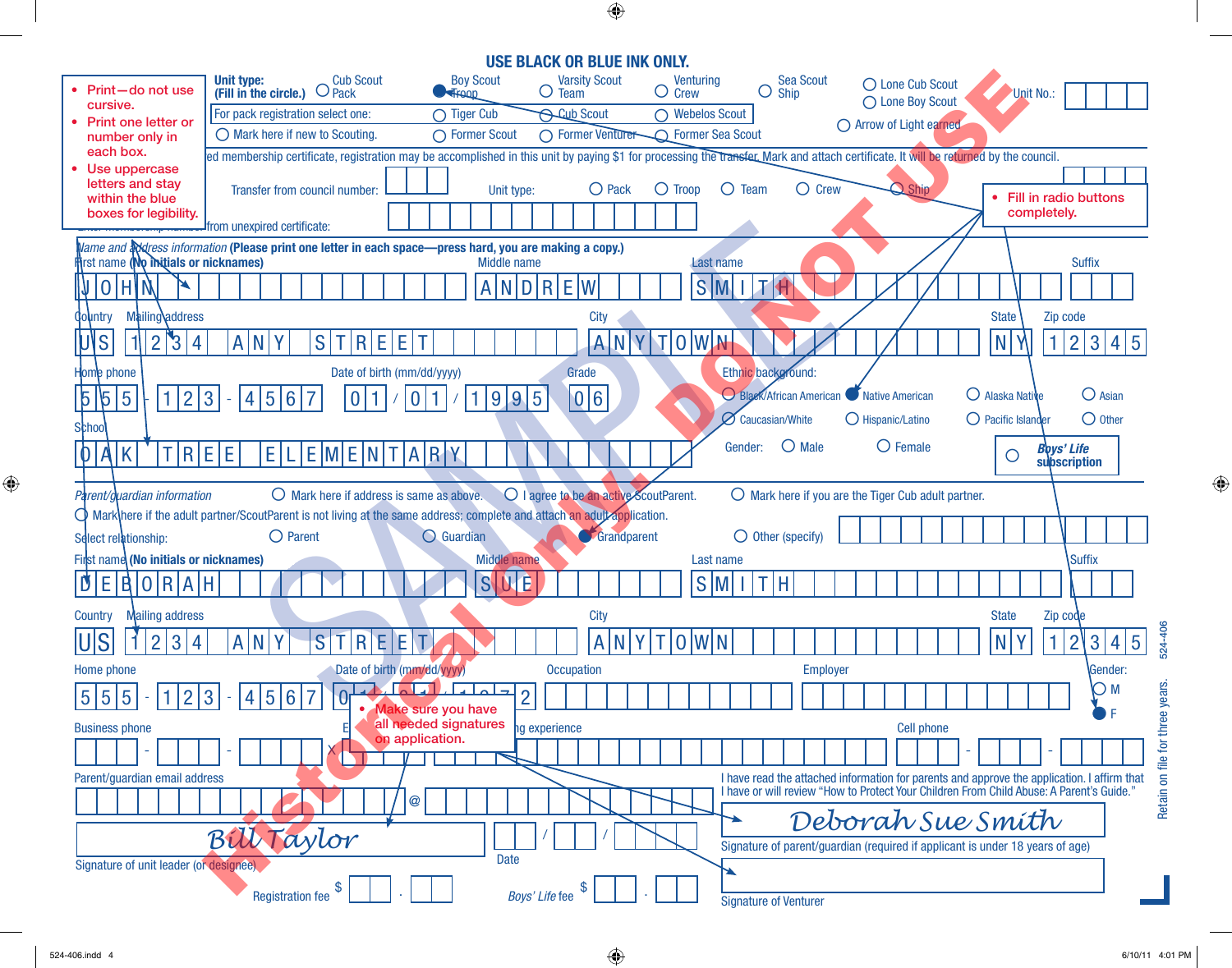**USE BLACK OR BLUE INK ONLY.**

- Print—do not use cursive.
- Print one letter or number only in each box.
- Use uppercase letters and stay within the blue boxes for legibility.

**Unit type:** (Fill in the circle.) ○ Cub Scout Pack ● Boy Scout Troop ○ Varsity Scout Team ○ Venturing Crew ○ Sea Scout Ship ○ Lone Cub Scout ○ Lone Boy Scout Unit No.:

For pack registration select one: ○ Tiger Cub ○ Cub Scout ○ Webelos Scout

○ Mark here if new to Scouting. ○ Former Scout ○ Former Venturer ○ Former Sea Scout ○ Arrow of Light earned

...ed membership certificate, registration may be accomplished in this unit by paying $1 for processing the transfer. Mark and attach certificate. It will be returned by the council.

Transfer from council number: Unit type: ○ Pack ○ Troop ○ Team ○ Crew ○ Ship

...from unexpired certificate:

- Fill in radio buttons completely.

*Name and address information* **(Please print one letter in each space—press hard, you are making a copy.)**

| First name (No initials or nicknames) | Middle name | Last name | Suffix |
|---|---|---|---|
| JOHN | ANDREW | SMITH | |

| Country | Mailing address | City | State | Zip code |
|---|---|---|---|---|
| US | 1234 ANY STREET | ANYTOWN | NY | 12345 |

| Home phone | Date of birth (mm/dd/yyyy) | Grade |
|---|---|---|
| 555-123-4567 | 01/01/1995 | 06 |

School: OAK TREE ELEMENTARY

Ethnic background: ○ Black/African American ● Native American ○ Alaska Native ○ Asian ○ Caucasian/White ○ Hispanic/Latino ○ Pacific Islander ○ Other

Gender: ○ Male ○ Female

○ *Boys' Life* subscription

*Parent/guardian information* ○ Mark here if address is same as above. ○ I agree to be an active ScoutParent. ○ Mark here if you are the Tiger Cub adult partner.

○ Mark here if the adult partner/ScoutParent is not living at the same address; complete and attach an adult application.

Select relationship: ○ Parent ○ Guardian ● Grandparent ○ Other (specify)

| First name (No initials or nicknames) | Middle name | Last name | Suffix |
|---|---|---|---|
| DEBORAH | SUE | SMITH | |

| Country | Mailing address | City | State | Zip code |
|---|---|---|---|---|
| US | 1234 ANY STREET | ANYTOWN | NY | 12345 |

| Home phone | Date of birth (mm/dd/yyyy) | Occupation | Employer | Gender |
|---|---|---|---|---|
| 555-123-4567 | 01/1.../...72 | | | ○ M ● F |

- Make sure you have all needed signatures on application.

Business phone: ___-___-___ X ... ng experience ... Cell phone: ___-___-___

Parent/guardian email address: @

I have read the attached information for parents and approve the application. I affirm that I have or will review "How to Protect Your Children From Child Abuse: A Parent's Guide."

*Bill Taylor*
Signature of unit leader (or designee)

Date: __/__/____

*Deborah Sue Smith*
Signature of parent/guardian (required if applicant is under 18 years of age)

Signature of Venturer

Registration fee $ ___.___ *Boys' Life* fee $ ___.___

Retain on file for three years. 524-406

SAMPLE — DO NOT USE — Historical Only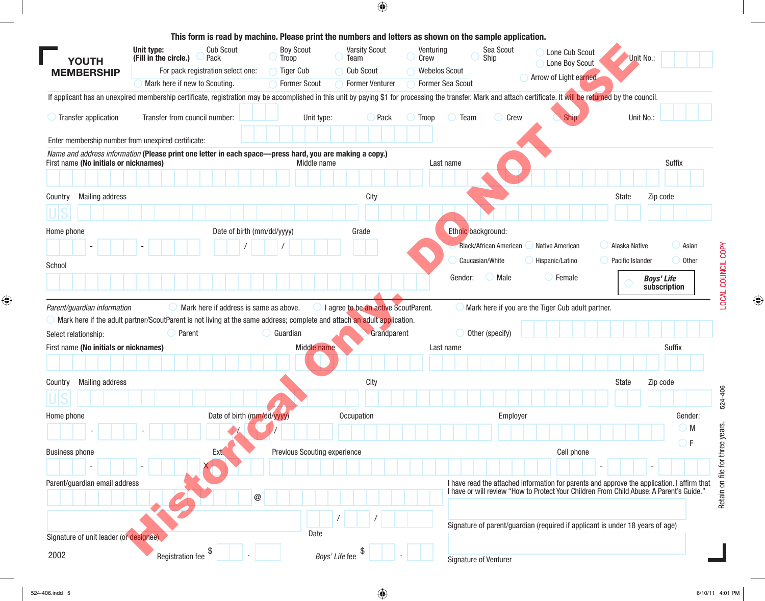This form is read by machine. Please print the numbers and letters as shown on the sample application.

# YOUTH MEMBERSHIP

**Unit type: (Fill in the circle.)** ◯ Cub Scout Pack ◯ Boy Scout Troop ◯ Varsity Scout Team ◯ Venturing Crew ◯ Sea Scout Ship ◯ Lone Cub Scout ◯ Lone Boy Scout Unit No.:

For pack registration select one: ◯ Tiger Cub ◯ Cub Scout ◯ Webelos Scout

◯ Mark here if new to Scouting. ◯ Former Scout ◯ Former Venturer ◯ Former Sea Scout ◯ Arrow of Light earned

If applicant has an unexpired membership certificate, registration may be accomplished in this unit by paying $1 for processing the transfer. Mark and attach certificate. It will be returned by the council.

◯ Transfer application Transfer from council number: Unit type: ◯ Pack ◯ Troop ◯ Team ◯ Crew ◯ Ship Unit No.:

Enter membership number from unexpired certificate:

*Name and address information* **(Please print one letter in each space—press hard, you are making a copy.)**

First name **(No initials or nicknames)** Middle name Last name Suffix

Country U S Mailing address City State Zip code

Home phone - - Date of birth (mm/dd/yyyy) / / Grade

Ethnic background: ◯ Black/African American ◯ Native American ◯ Alaska Native ◯ Asian ◯ Caucasian/White ◯ Hispanic/Latino ◯ Pacific Islander ◯ Other

School

Gender: ◯ Male ◯ Female ◯ ***Boys' Life* subscription**

*Parent/guardian information* ◯ Mark here if address is same as above. ◯ I agree to be an active ScoutParent. ◯ Mark here if you are the Tiger Cub adult partner.

◯ Mark here if the adult partner/ScoutParent is not living at the same address; complete and attach an adult application.

Select relationship: ◯ Parent ◯ Guardian ◯ Grandparent ◯ Other (specify)

First name **(No initials or nicknames)** Middle name Last name Suffix

Country U S Mailing address City State Zip code

Home phone - - Date of birth (mm/dd/yyyy) / / Occupation Employer Gender: ◯ M ◯ F

Business phone - - Ext. X Previous Scouting experience Cell phone - -

Parent/guardian email address @

I have read the attached information for parents and approve the application. I affirm that I have or will review "How to Protect Your Children From Child Abuse: A Parent's Guide."

Signature of unit leader (or designee) Date / /

Signature of parent/guardian (required if applicant is under 18 years of age)

2002 Registration fee $ . *Boys' Life* fee $ .

Signature of Venturer

LOCAL COUNCIL COPY

Retain on file for three years. 524-406

Historical Only. DO NOT USE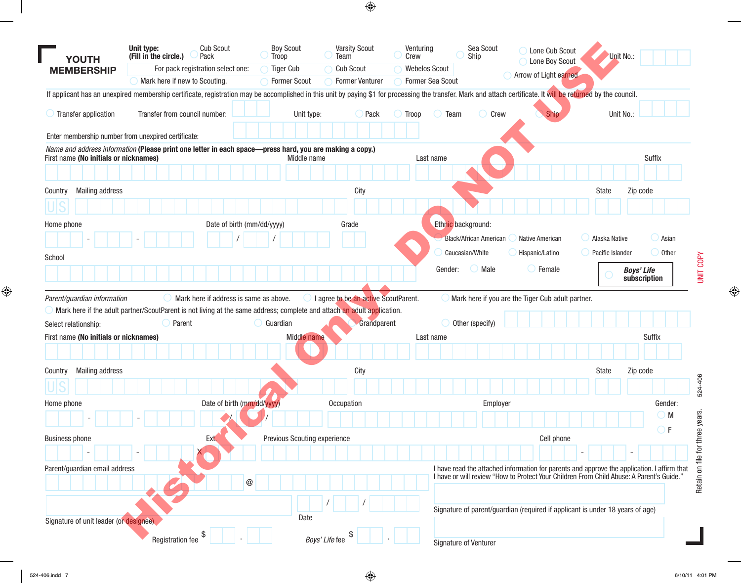# YOUTH MEMBERSHIP

**Unit type: (Fill in the circle.)**
○ Cub Scout Pack ○ Boy Scout Troop ○ Varsity Scout Team ○ Venturing Crew ○ Sea Scout Ship ○ Lone Cub Scout ○ Lone Boy Scout

Unit No.:

For pack registration select one: ○ Tiger Cub ○ Cub Scout ○ Webelos Scout

○ Mark here if new to Scouting. ○ Former Scout ○ Former Venturer ○ Former Sea Scout ○ Arrow of Light earned

If applicant has an unexpired membership certificate, registration may be accomplished in this unit by paying $1 for processing the transfer. Mark and attach certificate. It will be returned by the council.

○ Transfer application  Transfer from council number:  Unit type: ○ Pack ○ Troop ○ Team ○ Crew ○ Ship  Unit No.:

Enter membership number from unexpired certificate:

*Name and address information* **(Please print one letter in each space—press hard, you are making a copy.)**

First name **(No initials or nicknames)**  Middle name  Last name  Suffix

Country: US  Mailing address  City  State  Zip code

Home phone  Date of birth (mm/dd/yyyy)  Grade

Ethnic background: ○ Black/African American ○ Native American ○ Alaska Native ○ Asian ○ Caucasian/White ○ Hispanic/Latino ○ Pacific Islander ○ Other

School

Gender: ○ Male ○ Female

○ *Boys' Life* subscription

*Parent/guardian information* ○ Mark here if address is same as above. ○ I agree to be an active ScoutParent. ○ Mark here if you are the Tiger Cub adult partner.

○ Mark here if the adult partner/ScoutParent is not living at the same address; complete and attach an adult application.

Select relationship: ○ Parent ○ Guardian ○ Grandparent ○ Other (specify)

First name **(No initials or nicknames)**  Middle name  Last name  Suffix

Country: US  Mailing address  City  State  Zip code

Home phone  Date of birth (mm/dd/yyyy)  Occupation  Employer  Gender: ○ M ○ F

Business phone  Ext.  Previous Scouting experience  Cell phone

Parent/guardian email address  @

I have read the attached information for parents and approve the application. I affirm that I have or will review "How to Protect Your Children From Child Abuse: A Parent's Guide."

Signature of unit leader (or designee)  Date

Signature of parent/guardian (required if applicant is under 18 years of age)

Registration fee $  *Boys' Life* fee $

Signature of Venturer

UNIT COPY

524-406

Retain on file for three years.

Historical Only. DO NOT USE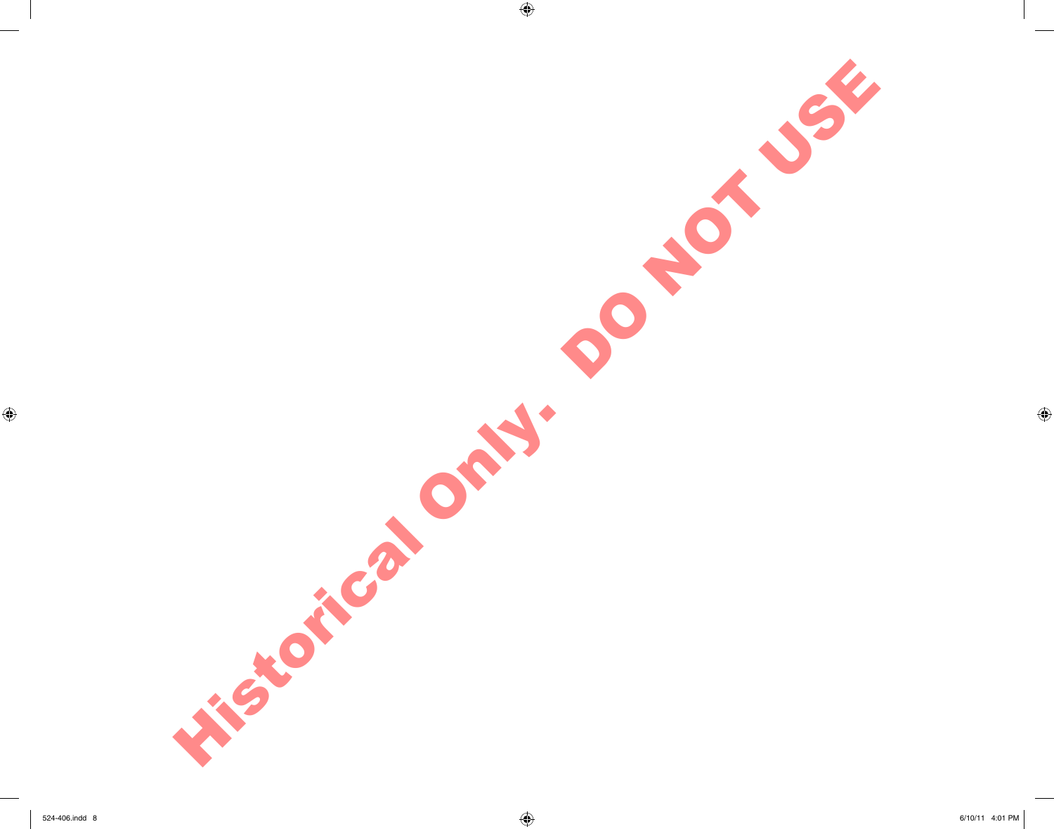Historical Only. DO NOT USE